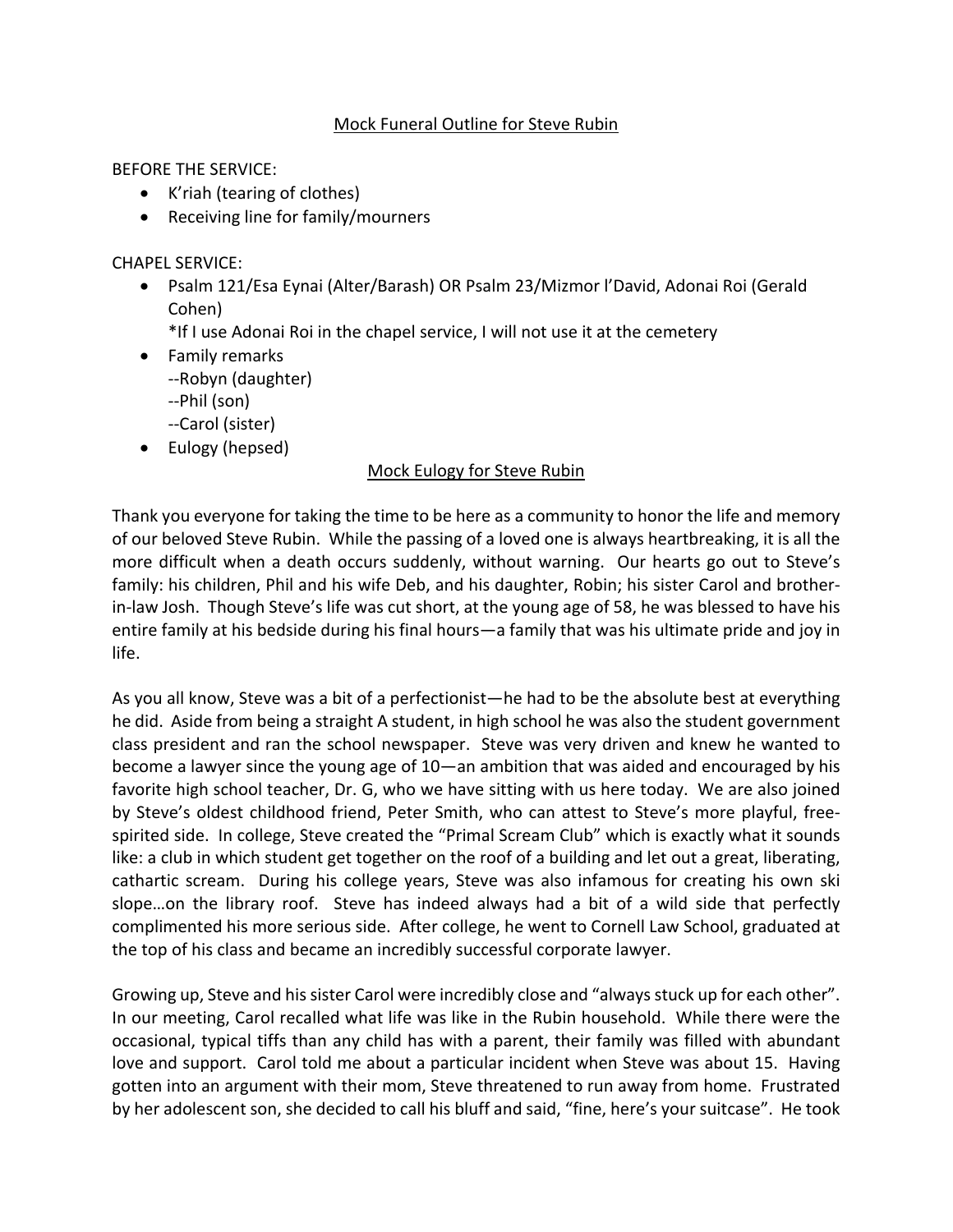Mock Funeral Outline for Steve Rubin

BEFORE THE SERVICE:

- K'riah (tearing of clothes)
- Receiving line for family/mourners

CHAPEL SERVICE:

- Psalm 121/Esa Eynai (Alter/Barash) OR Psalm 23/Mizmor l'David, Adonai Roi (Gerald Cohen)
  *If I use Adonai Roi in the chapel service, I will not use it at the cemetery
- Family remarks
  --Robyn (daughter)
  --Phil (son)
  --Carol (sister)
- Eulogy (hepsed)

Mock Eulogy for Steve Rubin

Thank you everyone for taking the time to be here as a community to honor the life and memory of our beloved Steve Rubin. While the passing of a loved one is always heartbreaking, it is all the more difficult when a death occurs suddenly, without warning. Our hearts go out to Steve's family: his children, Phil and his wife Deb, and his daughter, Robin; his sister Carol and brother-in-law Josh. Though Steve's life was cut short, at the young age of 58, he was blessed to have his entire family at his bedside during his final hours—a family that was his ultimate pride and joy in life.

As you all know, Steve was a bit of a perfectionist—he had to be the absolute best at everything he did. Aside from being a straight A student, in high school he was also the student government class president and ran the school newspaper. Steve was very driven and knew he wanted to become a lawyer since the young age of 10—an ambition that was aided and encouraged by his favorite high school teacher, Dr. G, who we have sitting with us here today. We are also joined by Steve's oldest childhood friend, Peter Smith, who can attest to Steve's more playful, free-spirited side. In college, Steve created the "Primal Scream Club" which is exactly what it sounds like: a club in which student get together on the roof of a building and let out a great, liberating, cathartic scream. During his college years, Steve was also infamous for creating his own ski slope…on the library roof. Steve has indeed always had a bit of a wild side that perfectly complimented his more serious side. After college, he went to Cornell Law School, graduated at the top of his class and became an incredibly successful corporate lawyer.

Growing up, Steve and his sister Carol were incredibly close and "always stuck up for each other". In our meeting, Carol recalled what life was like in the Rubin household. While there were the occasional, typical tiffs than any child has with a parent, their family was filled with abundant love and support. Carol told me about a particular incident when Steve was about 15. Having gotten into an argument with their mom, Steve threatened to run away from home. Frustrated by her adolescent son, she decided to call his bluff and said, "fine, here's your suitcase". He took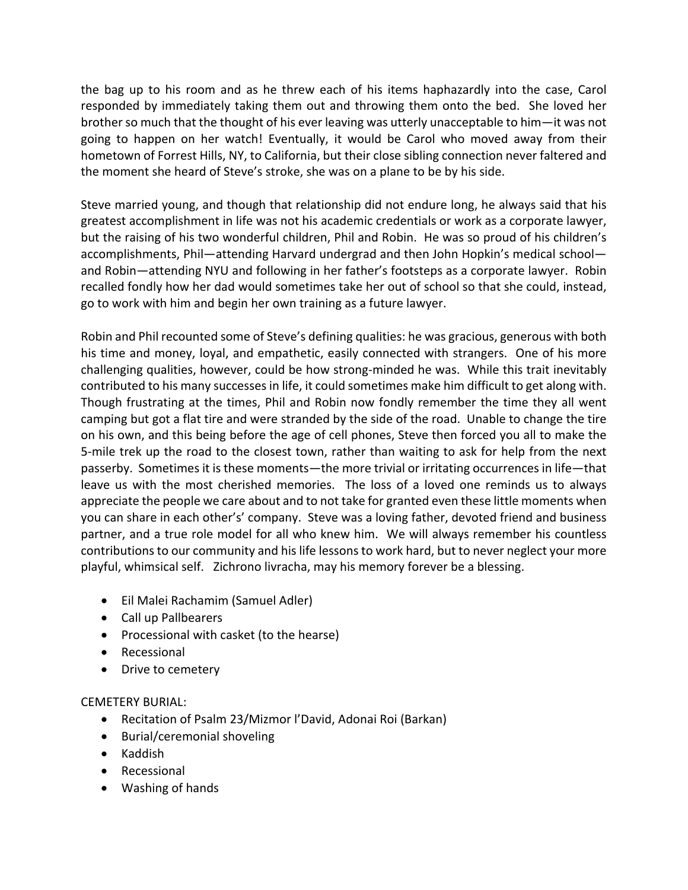the bag up to his room and as he threw each of his items haphazardly into the case, Carol responded by immediately taking them out and throwing them onto the bed. She loved her brother so much that the thought of his ever leaving was utterly unacceptable to him—it was not going to happen on her watch! Eventually, it would be Carol who moved away from their hometown of Forrest Hills, NY, to California, but their close sibling connection never faltered and the moment she heard of Steve's stroke, she was on a plane to be by his side.

Steve married young, and though that relationship did not endure long, he always said that his greatest accomplishment in life was not his academic credentials or work as a corporate lawyer, but the raising of his two wonderful children, Phil and Robin. He was so proud of his children's accomplishments, Phil—attending Harvard undergrad and then John Hopkin's medical school—and Robin—attending NYU and following in her father's footsteps as a corporate lawyer. Robin recalled fondly how her dad would sometimes take her out of school so that she could, instead, go to work with him and begin her own training as a future lawyer.

Robin and Phil recounted some of Steve's defining qualities: he was gracious, generous with both his time and money, loyal, and empathetic, easily connected with strangers. One of his more challenging qualities, however, could be how strong-minded he was. While this trait inevitably contributed to his many successes in life, it could sometimes make him difficult to get along with. Though frustrating at the times, Phil and Robin now fondly remember the time they all went camping but got a flat tire and were stranded by the side of the road. Unable to change the tire on his own, and this being before the age of cell phones, Steve then forced you all to make the 5-mile trek up the road to the closest town, rather than waiting to ask for help from the next passerby. Sometimes it is these moments—the more trivial or irritating occurrences in life—that leave us with the most cherished memories. The loss of a loved one reminds us to always appreciate the people we care about and to not take for granted even these little moments when you can share in each other's' company. Steve was a loving father, devoted friend and business partner, and a true role model for all who knew him. We will always remember his countless contributions to our community and his life lessons to work hard, but to never neglect your more playful, whimsical self. Zichrono livracha, may his memory forever be a blessing.

- Eil Malei Rachamim (Samuel Adler)
- Call up Pallbearers
- Processional with casket (to the hearse)
- Recessional
- Drive to cemetery

CEMETERY BURIAL:

- Recitation of Psalm 23/Mizmor l'David, Adonai Roi (Barkan)
- Burial/ceremonial shoveling
- Kaddish
- Recessional
- Washing of hands